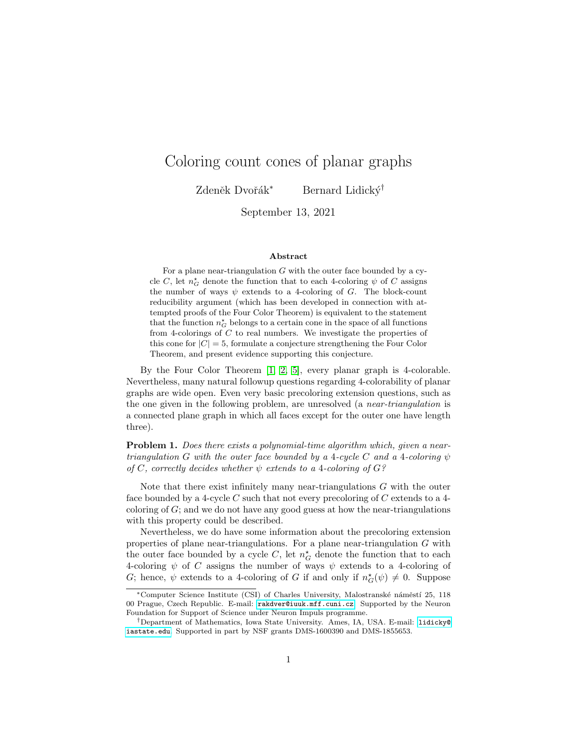# Coloring count cones of planar graphs

Zdeněk Dvořák* Bernard Lidický†

September 13, 2021

### Abstract

For a plane near-triangulation $G$ with the outer face bounded by a cycle $C$, let $n^\star_G$ denote the function that to each 4-coloring $\psi$ of $C$ assigns the number of ways $\psi$ extends to a 4-coloring of $G$. The block-count reducibility argument (which has been developed in connection with attempted proofs of the Four Color Theorem) is equivalent to the statement that the function $n^\star_G$ belongs to a certain cone in the space of all functions from 4-colorings of $C$ to real numbers. We investigate the properties of this cone for $|C| = 5$, formulate a conjecture strengthening the Four Color Theorem, and present evidence supporting this conjecture.

By the Four Color Theorem [1, 2, 5], every planar graph is 4-colorable. Nevertheless, many natural followup questions regarding 4-colorability of planar graphs are wide open. Even very basic precoloring extension questions, such as the one given in the following problem, are unresolved (a *near-triangulation* is a connected plane graph in which all faces except for the outer one have length three).

**Problem 1.** *Does there exists a polynomial-time algorithm which, given a near-triangulation $G$ with the outer face bounded by a 4-cycle $C$ and a 4-coloring $\psi$ of $C$, correctly decides whether $\psi$ extends to a 4-coloring of $G$?*

Note that there exist infinitely many near-triangulations $G$ with the outer face bounded by a 4-cycle $C$ such that not every precoloring of $C$ extends to a 4-coloring of $G$; and we do not have any good guess at how the near-triangulations with this property could be described.

Nevertheless, we do have some information about the precoloring extension properties of plane near-triangulations. For a plane near-triangulation $G$ with the outer face bounded by a cycle $C$, let $n^\star_G$ denote the function that to each 4-coloring $\psi$ of $C$ assigns the number of ways $\psi$ extends to a 4-coloring of $G$; hence, $\psi$ extends to a 4-coloring of $G$ if and only if $n^\star_G(\psi) \neq 0$. Suppose

---

*Computer Science Institute (CSI) of Charles University, Malostranské náměstí 25, 118 00 Prague, Czech Republic. E-mail: rakdver@iuuk.mff.cuni.cz. Supported by the Neuron Foundation for Support of Science under Neuron Impuls programme.

†Department of Mathematics, Iowa State University. Ames, IA, USA. E-mail: lidicky@iastate.edu. Supported in part by NSF grants DMS-1600390 and DMS-1855653.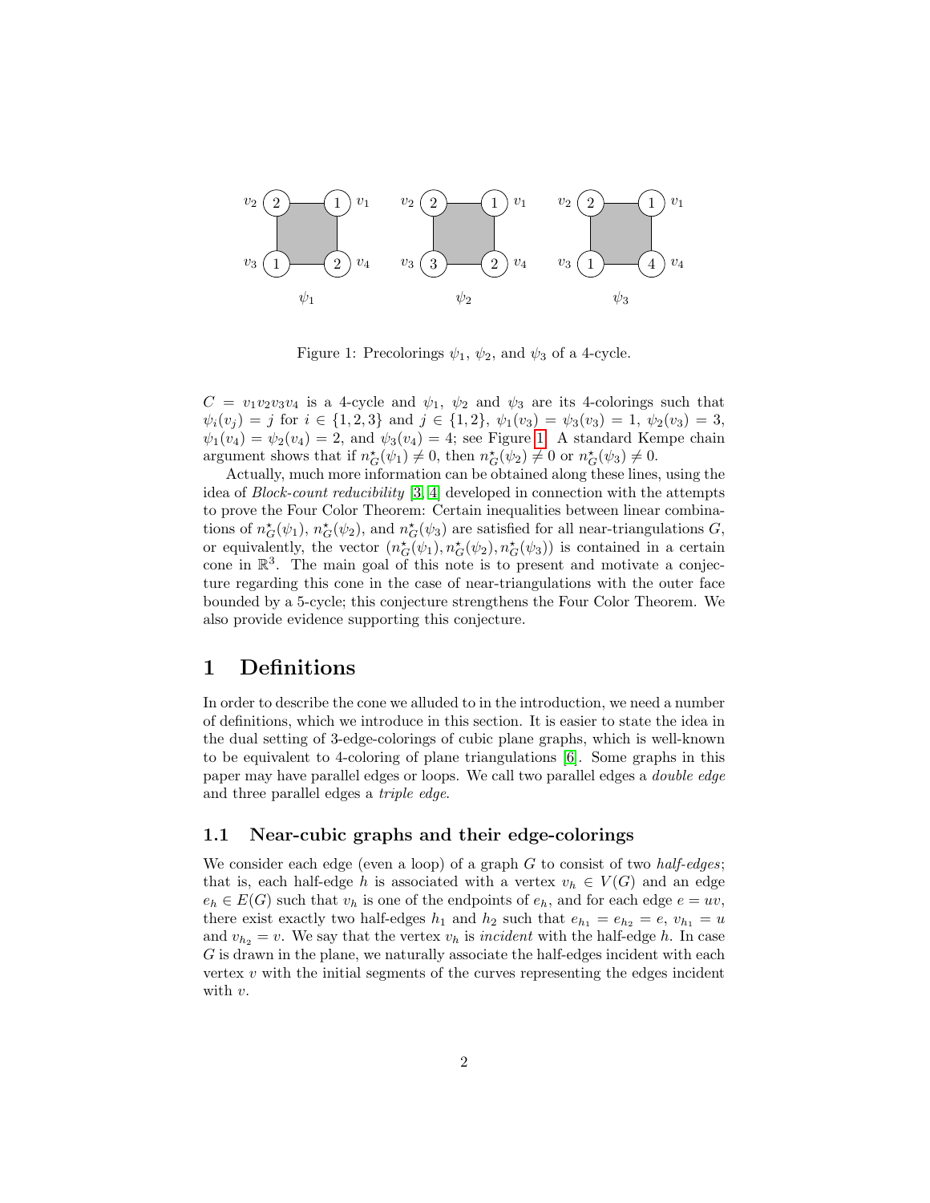Figure 1: Precolorings $\psi_1$, $\psi_2$, and $\psi_3$ of a 4-cycle.

$C = v_1v_2v_3v_4$ is a 4-cycle and $\psi_1$, $\psi_2$ and $\psi_3$ are its 4-colorings such that $\psi_i(v_j) = j$ for $i \in \{1,2,3\}$ and $j \in \{1,2\}$, $\psi_1(v_3) = \psi_3(v_3) = 1$, $\psi_2(v_3) = 3$, $\psi_1(v_4) = \psi_2(v_4) = 2$, and $\psi_3(v_4) = 4$; see Figure 1. A standard Kempe chain argument shows that if $n^\star_G(\psi_1) \neq 0$, then $n^\star_G(\psi_2) \neq 0$ or $n^\star_G(\psi_3) \neq 0$.

Actually, much more information can be obtained along these lines, using the idea of *Block-count reducibility* [3, 4] developed in connection with the attempts to prove the Four Color Theorem: Certain inequalities between linear combinations of $n^\star_G(\psi_1)$, $n^\star_G(\psi_2)$, and $n^\star_G(\psi_3)$ are satisfied for all near-triangulations $G$, or equivalently, the vector $(n^\star_G(\psi_1), n^\star_G(\psi_2), n^\star_G(\psi_3))$ is contained in a certain cone in $\mathbb{R}^3$. The main goal of this note is to present and motivate a conjecture regarding this cone in the case of near-triangulations with the outer face bounded by a 5-cycle; this conjecture strengthens the Four Color Theorem. We also provide evidence supporting this conjecture.

# 1 Definitions

In order to describe the cone we alluded to in the introduction, we need a number of definitions, which we introduce in this section. It is easier to state the idea in the dual setting of 3-edge-colorings of cubic plane graphs, which is well-known to be equivalent to 4-coloring of plane triangulations [6]. Some graphs in this paper may have parallel edges or loops. We call two parallel edges a *double edge* and three parallel edges a *triple edge*.

## 1.1 Near-cubic graphs and their edge-colorings

We consider each edge (even a loop) of a graph $G$ to consist of two *half-edges*; that is, each half-edge $h$ is associated with a vertex $v_h \in V(G)$ and an edge $e_h \in E(G)$ such that $v_h$ is one of the endpoints of $e_h$, and for each edge $e = uv$, there exist exactly two half-edges $h_1$ and $h_2$ such that $e_{h_1} = e_{h_2} = e$, $v_{h_1} = u$ and $v_{h_2} = v$. We say that the vertex $v_h$ is *incident* with the half-edge $h$. In case $G$ is drawn in the plane, we naturally associate the half-edges incident with each vertex $v$ with the initial segments of the curves representing the edges incident with $v$.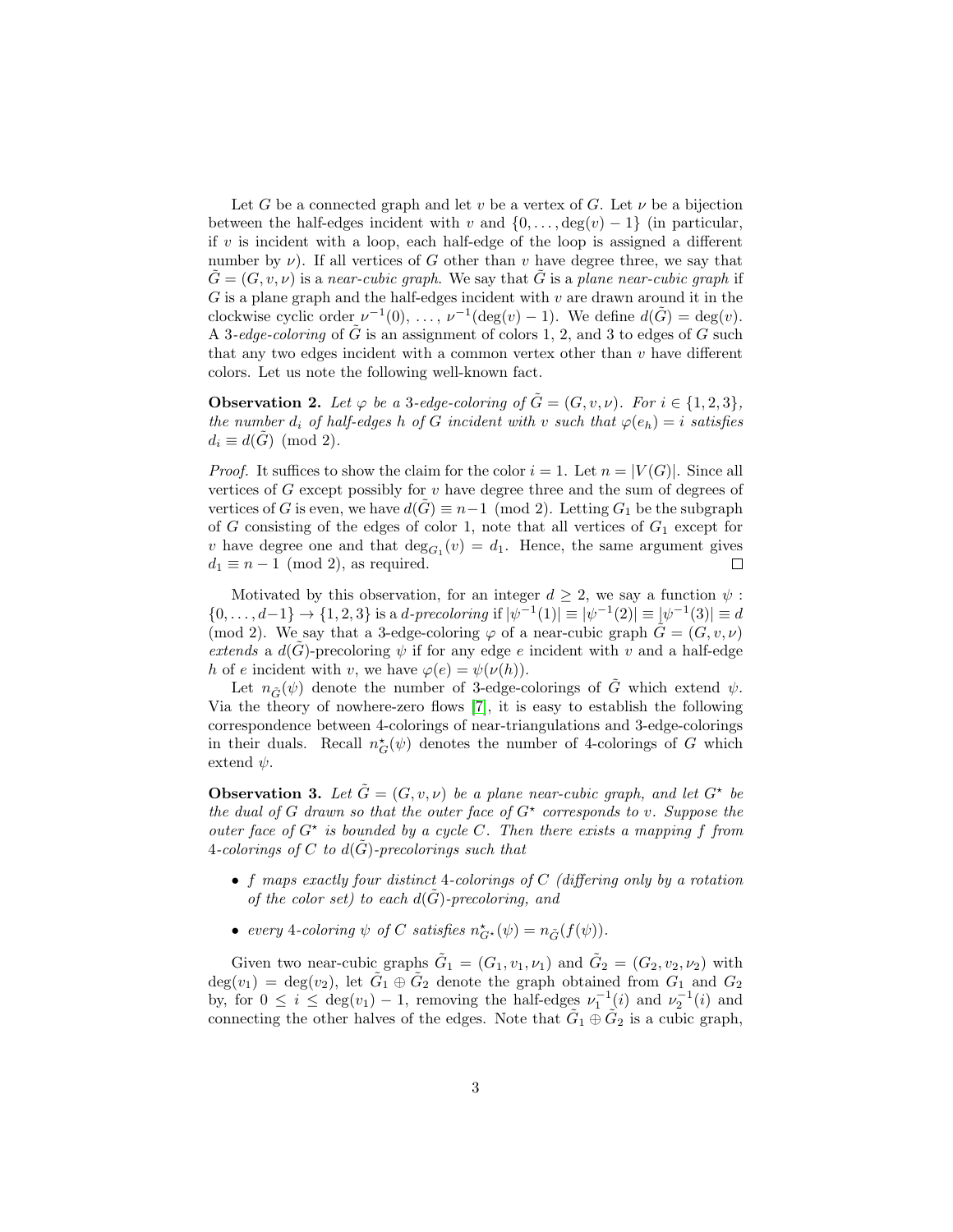Let $G$ be a connected graph and let $v$ be a vertex of $G$. Let $\nu$ be a bijection between the half-edges incident with $v$ and $\{0, \ldots, \deg(v) - 1\}$ (in particular, if $v$ is incident with a loop, each half-edge of the loop is assigned a different number by $\nu$). If all vertices of $G$ other than $v$ have degree three, we say that $\tilde{G} = (G, v, \nu)$ is a *near-cubic graph*. We say that $\tilde{G}$ is a *plane near-cubic graph* if $G$ is a plane graph and the half-edges incident with $v$ are drawn around it in the clockwise cyclic order $\nu^{-1}(0)$, …, $\nu^{-1}(\deg(v) - 1)$. We define $d(\tilde{G}) = \deg(v)$. A *3-edge-coloring* of $\tilde{G}$ is an assignment of colors 1, 2, and 3 to edges of $G$ such that any two edges incident with a common vertex other than $v$ have different colors. Let us note the following well-known fact.

**Observation 2.** *Let $\varphi$ be a 3-edge-coloring of $\tilde{G} = (G, v, \nu)$. For $i \in \{1, 2, 3\}$, the number $d_i$ of half-edges $h$ of $G$ incident with $v$ such that $\varphi(e_h) = i$ satisfies $d_i \equiv d(\tilde{G}) \pmod 2$.*

*Proof.* It suffices to show the claim for the color $i = 1$. Let $n = |V(G)|$. Since all vertices of $G$ except possibly for $v$ have degree three and the sum of degrees of vertices of $G$ is even, we have $d(\tilde{G}) \equiv n-1 \pmod 2$. Letting $G_1$ be the subgraph of $G$ consisting of the edges of color 1, note that all vertices of $G_1$ except for $v$ have degree one and that $\deg_{G_1}(v) = d_1$. Hence, the same argument gives $d_1 \equiv n - 1 \pmod 2$, as required. □

Motivated by this observation, for an integer $d \geq 2$, we say a function $\psi : \{0, \ldots, d-1\} \to \{1, 2, 3\}$ is a *$d$-precoloring* if $|\psi^{-1}(1)| \equiv |\psi^{-1}(2)| \equiv |\psi^{-1}(3)| \equiv d \pmod 2$. We say that a 3-edge-coloring $\varphi$ of a near-cubic graph $\tilde{G} = (G, v, \nu)$ *extends* a $d(\tilde{G})$-precoloring $\psi$ if for any edge $e$ incident with $v$ and a half-edge $h$ of $e$ incident with $v$, we have $\varphi(e) = \psi(\nu(h))$.

Let $n_{\tilde{G}}(\psi)$ denote the number of 3-edge-colorings of $\tilde{G}$ which extend $\psi$. Via the theory of nowhere-zero flows [7], it is easy to establish the following correspondence between 4-colorings of near-triangulations and 3-edge-colorings in their duals. Recall $n^\star_G(\psi)$ denotes the number of 4-colorings of $G$ which extend $\psi$.

**Observation 3.** *Let $\tilde{G} = (G, v, \nu)$ be a plane near-cubic graph, and let $G^\star$ be the dual of $G$ drawn so that the outer face of $G^\star$ corresponds to $v$. Suppose the outer face of $G^\star$ is bounded by a cycle $C$. Then there exists a mapping $f$ from 4-colorings of $C$ to $d(\tilde{G})$-precolorings such that*

- *$f$ maps exactly four distinct 4-colorings of $C$ (differing only by a rotation of the color set) to each $d(\tilde{G})$-precoloring, and*
- *every 4-coloring $\psi$ of $C$ satisfies $n^\star_{G^\star}(\psi) = n_{\tilde{G}}(f(\psi))$.*

Given two near-cubic graphs $\tilde{G}_1 = (G_1, v_1, \nu_1)$ and $\tilde{G}_2 = (G_2, v_2, \nu_2)$ with $\deg(v_1) = \deg(v_2)$, let $\tilde{G}_1 \oplus \tilde{G}_2$ denote the graph obtained from $G_1$ and $G_2$ by, for $0 \leq i \leq \deg(v_1) - 1$, removing the half-edges $\nu_1^{-1}(i)$ and $\nu_2^{-1}(i)$ and connecting the other halves of the edges. Note that $\tilde{G}_1 \oplus \tilde{G}_2$ is a cubic graph,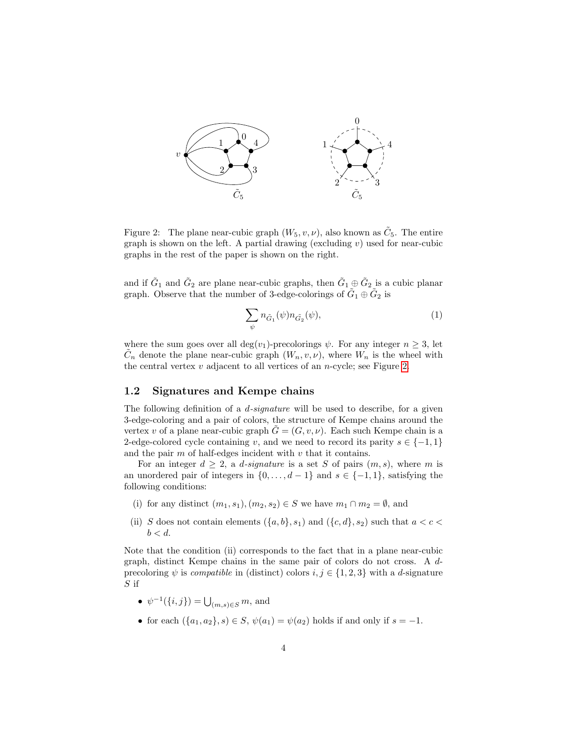Figure 2: The plane near-cubic graph $(W_5, v, \nu)$, also known as $\tilde{C}_5$. The entire graph is shown on the left. A partial drawing (excluding $v$) used for near-cubic graphs in the rest of the paper is shown on the right.

and if $\tilde{G}_1$ and $\tilde{G}_2$ are plane near-cubic graphs, then $\tilde{G}_1 \oplus \tilde{G}_2$ is a cubic planar graph. Observe that the number of 3-edge-colorings of $\tilde{G}_1 \oplus \tilde{G}_2$ is

$$\sum_{\psi} n_{\tilde{G}_1}(\psi) n_{\tilde{G}_2}(\psi), \tag{1}$$

where the sum goes over all $\deg(v_1)$-precolorings $\psi$. For any integer $n \geq 3$, let $\tilde{C}_n$ denote the plane near-cubic graph $(W_n, v, \nu)$, where $W_n$ is the wheel with the central vertex $v$ adjacent to all vertices of an $n$-cycle; see Figure 2.

## 1.2 Signatures and Kempe chains

The following definition of a *d-signature* will be used to describe, for a given 3-edge-coloring and a pair of colors, the structure of Kempe chains around the vertex $v$ of a plane near-cubic graph $\tilde{G} = (G, v, \nu)$. Each such Kempe chain is a 2-edge-colored cycle containing $v$, and we need to record its parity $s \in \{-1, 1\}$ and the pair $m$ of half-edges incident with $v$ that it contains.

For an integer $d \geq 2$, a *d-signature* is a set $S$ of pairs $(m, s)$, where $m$ is an unordered pair of integers in $\{0, \ldots, d-1\}$ and $s \in \{-1, 1\}$, satisfying the following conditions:

- (i) for any distinct $(m_1, s_1), (m_2, s_2) \in S$ we have $m_1 \cap m_2 = \emptyset$, and
- (ii) $S$ does not contain elements $(\{a, b\}, s_1)$ and $(\{c, d\}, s_2)$ such that $a < c < b < d$.

Note that the condition (ii) corresponds to the fact that in a plane near-cubic graph, distinct Kempe chains in the same pair of colors do not cross. A $d$-precoloring $\psi$ is *compatible* in (distinct) colors $i, j \in \{1, 2, 3\}$ with a $d$-signature $S$ if

- $\psi^{-1}(\{i, j\}) = \bigcup_{(m,s) \in S} m$, and
- for each $(\{a_1, a_2\}, s) \in S$, $\psi(a_1) = \psi(a_2)$ holds if and only if $s = -1$.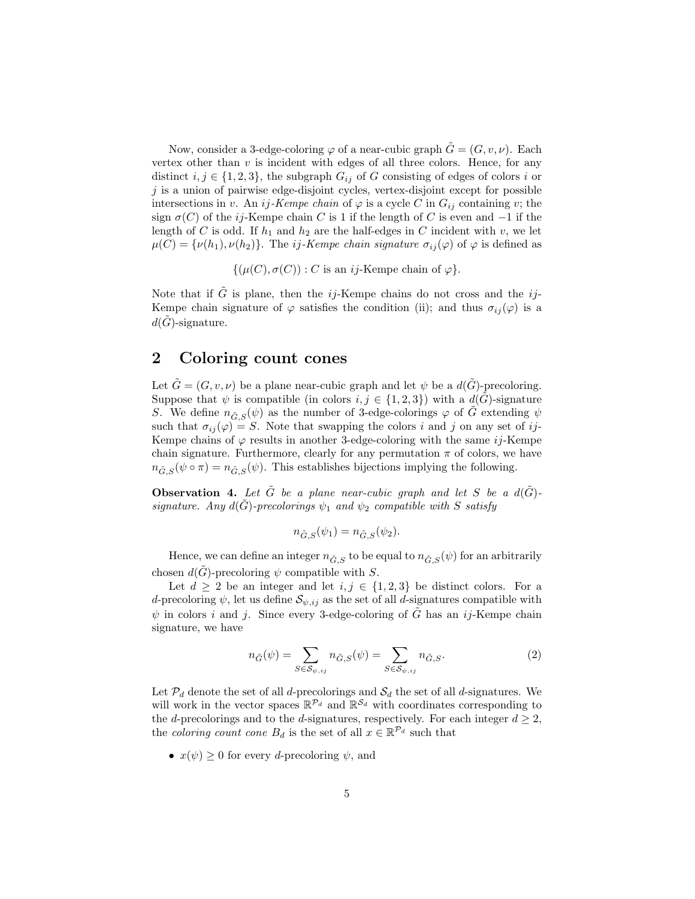Now, consider a 3-edge-coloring $\varphi$ of a near-cubic graph $\tilde{G} = (G, v, \nu)$. Each vertex other than $v$ is incident with edges of all three colors. Hence, for any distinct $i, j \in \{1, 2, 3\}$, the subgraph $G_{ij}$ of $G$ consisting of edges of colors $i$ or $j$ is a union of pairwise edge-disjoint cycles, vertex-disjoint except for possible intersections in $v$. An *$ij$-Kempe chain* of $\varphi$ is a cycle $C$ in $G_{ij}$ containing $v$; the sign $\sigma(C)$ of the $ij$-Kempe chain $C$ is 1 if the length of $C$ is even and $-1$ if the length of $C$ is odd. If $h_1$ and $h_2$ are the half-edges in $C$ incident with $v$, we let $\mu(C) = \{\nu(h_1), \nu(h_2)\}$. The *$ij$-Kempe chain signature* $\sigma_{ij}(\varphi)$ of $\varphi$ is defined as

$$\{(\mu(C), \sigma(C)) : C \text{ is an } ij\text{-Kempe chain of } \varphi\}.$$

Note that if $\tilde{G}$ is plane, then the $ij$-Kempe chains do not cross and the $ij$-Kempe chain signature of $\varphi$ satisfies the condition (ii); and thus $\sigma_{ij}(\varphi)$ is a $d(\tilde{G})$-signature.

## 2 Coloring count cones

Let $\tilde{G} = (G, v, \nu)$ be a plane near-cubic graph and let $\psi$ be a $d(\tilde{G})$-precoloring. Suppose that $\psi$ is compatible (in colors $i, j \in \{1, 2, 3\}$) with a $d(\tilde{G})$-signature $S$. We define $n_{\tilde{G},S}(\psi)$ as the number of 3-edge-colorings $\varphi$ of $\tilde{G}$ extending $\psi$ such that $\sigma_{ij}(\varphi) = S$. Note that swapping the colors $i$ and $j$ on any set of $ij$-Kempe chains of $\varphi$ results in another 3-edge-coloring with the same $ij$-Kempe chain signature. Furthermore, clearly for any permutation $\pi$ of colors, we have $n_{\tilde{G},S}(\psi \circ \pi) = n_{\tilde{G},S}(\psi)$. This establishes bijections implying the following.

**Observation 4.** *Let $\tilde{G}$ be a plane near-cubic graph and let $S$ be a $d(\tilde{G})$-signature. Any $d(\tilde{G})$-precolorings $\psi_1$ and $\psi_2$ compatible with $S$ satisfy*

$$n_{\tilde{G},S}(\psi_1) = n_{\tilde{G},S}(\psi_2).$$

Hence, we can define an integer $n_{\tilde{G},S}$ to be equal to $n_{\tilde{G},S}(\psi)$ for an arbitrarily chosen $d(\tilde{G})$-precoloring $\psi$ compatible with $S$.

Let $d \geq 2$ be an integer and let $i, j \in \{1, 2, 3\}$ be distinct colors. For a $d$-precoloring $\psi$, let us define $\mathcal{S}_{\psi,ij}$ as the set of all $d$-signatures compatible with $\psi$ in colors $i$ and $j$. Since every 3-edge-coloring of $\tilde{G}$ has an $ij$-Kempe chain signature, we have

$$n_{\tilde{G}}(\psi) = \sum_{S \in \mathcal{S}_{\psi,ij}} n_{\tilde{G},S}(\psi) = \sum_{S \in \mathcal{S}_{\psi,ij}} n_{\tilde{G},S}. \tag{2}$$

Let $\mathcal{P}_d$ denote the set of all $d$-precolorings and $\mathcal{S}_d$ the set of all $d$-signatures. We will work in the vector spaces $\mathbb{R}^{\mathcal{P}_d}$ and $\mathbb{R}^{\mathcal{S}_d}$ with coordinates corresponding to the $d$-precolorings and to the $d$-signatures, respectively. For each integer $d \geq 2$, the *coloring count cone* $B_d$ is the set of all $x \in \mathbb{R}^{\mathcal{P}_d}$ such that

- $x(\psi) \geq 0$ for every $d$-precoloring $\psi$, and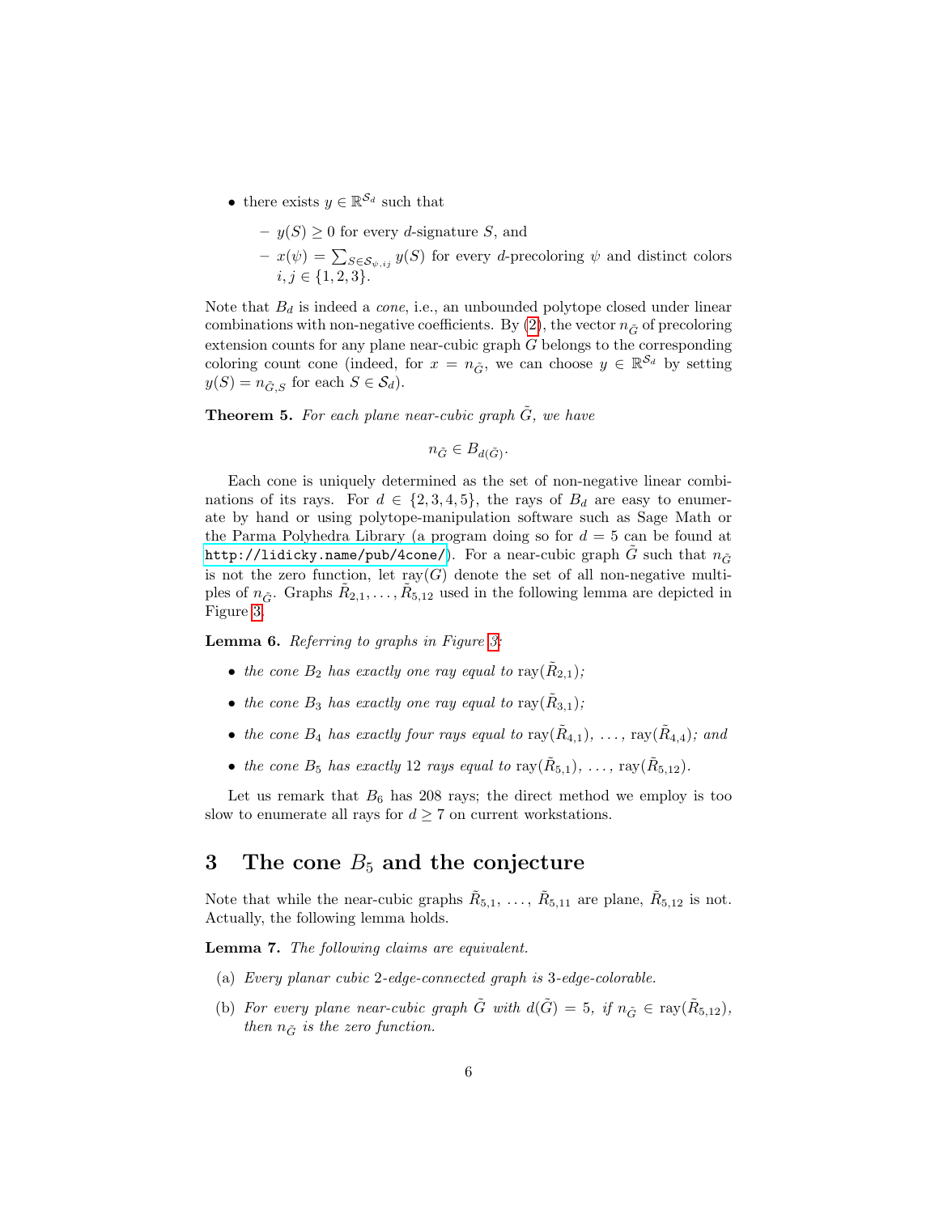- there exists $y \in \mathbb{R}^{\mathcal{S}_d}$ such that
  - $y(S) \geq 0$ for every $d$-signature $S$, and
  - $x(\psi) = \sum_{S \in \mathcal{S}_{\psi,ij}} y(S)$ for every $d$-precoloring $\psi$ and distinct colors $i, j \in \{1, 2, 3\}$.

Note that $B_d$ is indeed a *cone*, i.e., an unbounded polytope closed under linear combinations with non-negative coefficients. By (2), the vector $n_{\tilde{G}}$ of precoloring extension counts for any plane near-cubic graph $G$ belongs to the corresponding coloring count cone (indeed, for $x = n_{\tilde{G}}$, we can choose $y \in \mathbb{R}^{\mathcal{S}_d}$ by setting $y(S) = n_{\tilde{G},S}$ for each $S \in \mathcal{S}_d$).

**Theorem 5.** *For each plane near-cubic graph $\tilde{G}$, we have*

$$n_{\tilde{G}} \in B_{d(\tilde{G})}.$$

Each cone is uniquely determined as the set of non-negative linear combinations of its rays. For $d \in \{2, 3, 4, 5\}$, the rays of $B_d$ are easy to enumerate by hand or using polytope-manipulation software such as Sage Math or the Parma Polyhedra Library (a program doing so for $d = 5$ can be found at http://lidicky.name/pub/4cone/). For a near-cubic graph $\tilde{G}$ such that $n_{\tilde{G}}$ is not the zero function, let $\mathrm{ray}(G)$ denote the set of all non-negative multiples of $n_{\tilde{G}}$. Graphs $\tilde{R}_{2,1}, \ldots, \tilde{R}_{5,12}$ used in the following lemma are depicted in Figure 3.

**Lemma 6.** *Referring to graphs in Figure 3:*

- *the cone $B_2$ has exactly one ray equal to $\mathrm{ray}(\tilde{R}_{2,1})$;*
- *the cone $B_3$ has exactly one ray equal to $\mathrm{ray}(\tilde{R}_{3,1})$;*
- *the cone $B_4$ has exactly four rays equal to $\mathrm{ray}(\tilde{R}_{4,1})$, $\ldots$, $\mathrm{ray}(\tilde{R}_{4,4})$; and*
- *the cone $B_5$ has exactly 12 rays equal to $\mathrm{ray}(\tilde{R}_{5,1})$, $\ldots$, $\mathrm{ray}(\tilde{R}_{5,12})$.*

Let us remark that $B_6$ has 208 rays; the direct method we employ is too slow to enumerate all rays for $d \geq 7$ on current workstations.

## 3 The cone $B_5$ and the conjecture

Note that while the near-cubic graphs $\tilde{R}_{5,1}$, $\ldots$, $\tilde{R}_{5,11}$ are plane, $\tilde{R}_{5,12}$ is not. Actually, the following lemma holds.

**Lemma 7.** *The following claims are equivalent.*

(a) *Every planar cubic 2-edge-connected graph is 3-edge-colorable.*

(b) *For every plane near-cubic graph $\tilde{G}$ with $d(\tilde{G}) = 5$, if $n_{\tilde{G}} \in \mathrm{ray}(\tilde{R}_{5,12})$, then $n_{\tilde{G}}$ is the zero function.*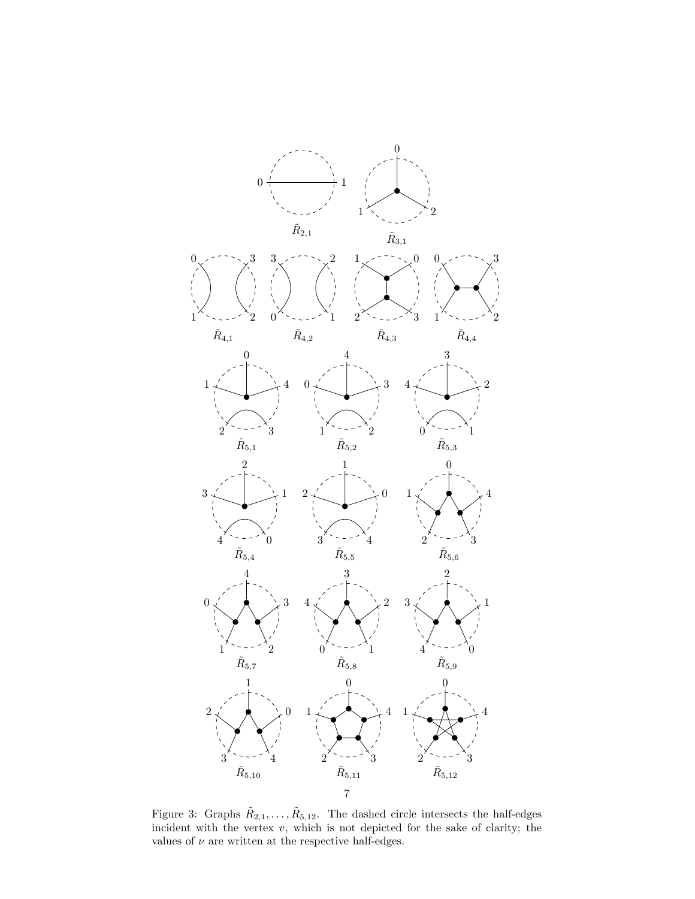$\tilde{R}_{2,1}$ $\tilde{R}_{3,1}$

$\tilde{R}_{4,1}$ $\tilde{R}_{4,2}$ $\tilde{R}_{4,3}$ $\tilde{R}_{4,4}$

$\tilde{R}_{5,1}$ $\tilde{R}_{5,2}$ $\tilde{R}_{5,3}$

$\tilde{R}_{5,4}$ $\tilde{R}_{5,5}$ $\tilde{R}_{5,6}$

$\tilde{R}_{5,7}$ $\tilde{R}_{5,8}$ $\tilde{R}_{5,9}$

$\tilde{R}_{5,10}$ $\tilde{R}_{5,11}$ $\tilde{R}_{5,12}$

Figure 3: Graphs $\tilde{R}_{2,1}, \ldots, \tilde{R}_{5,12}$. The dashed circle intersects the half-edges incident with the vertex $v$, which is not depicted for the sake of clarity; the values of $\nu$ are written at the respective half-edges.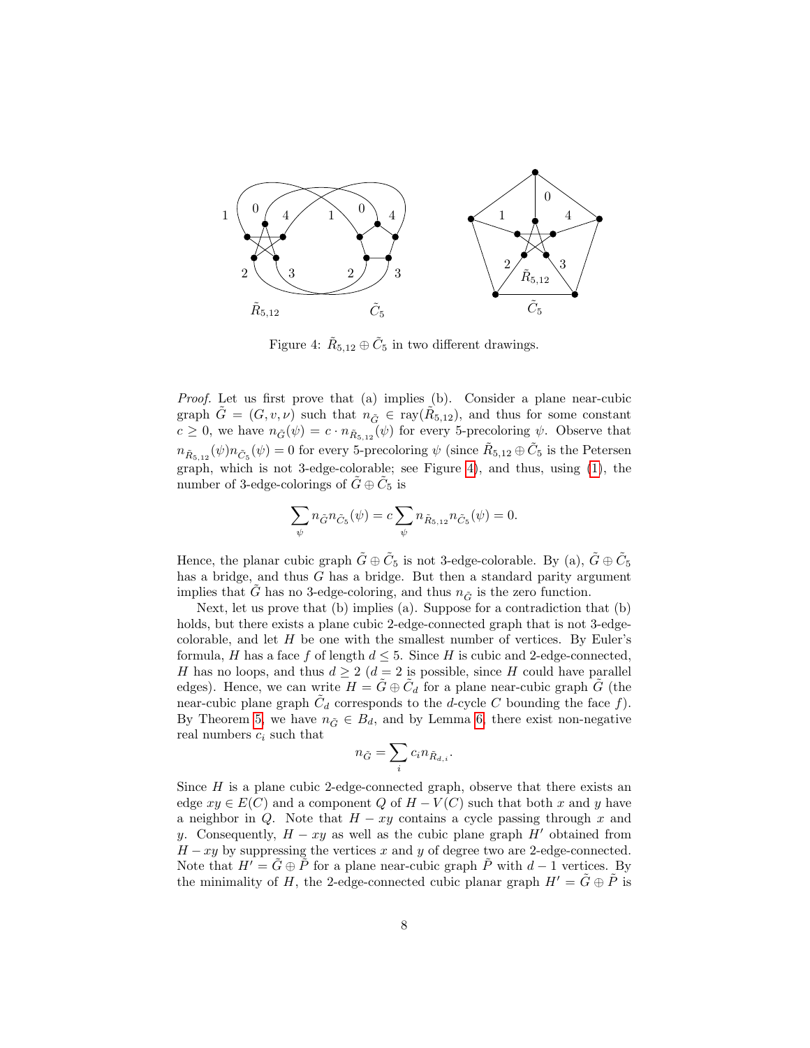Figure 4: $\tilde{R}_{5,12} \oplus \tilde{C}_5$ in two different drawings.

*Proof.* Let us first prove that (a) implies (b). Consider a plane near-cubic graph $\tilde{G} = (G, v, \nu)$ such that $n_{\tilde{G}} \in \text{ray}(\tilde{R}_{5,12})$, and thus for some constant $c \geq 0$, we have $n_{\tilde{G}}(\psi) = c \cdot n_{\tilde{R}_{5,12}}(\psi)$ for every 5-precoloring $\psi$. Observe that $n_{\tilde{R}_{5,12}}(\psi) n_{\tilde{C}_5}(\psi) = 0$ for every 5-precoloring $\psi$ (since $\tilde{R}_{5,12} \oplus \tilde{C}_5$ is the Petersen graph, which is not 3-edge-colorable; see Figure 4), and thus, using (1), the number of 3-edge-colorings of $\tilde{G} \oplus \tilde{C}_5$ is

$$\sum_{\psi} n_{\tilde{G}} n_{\tilde{C}_5}(\psi) = c \sum_{\psi} n_{\tilde{R}_{5,12}} n_{\tilde{C}_5}(\psi) = 0.$$

Hence, the planar cubic graph $\tilde{G} \oplus \tilde{C}_5$ is not 3-edge-colorable. By (a), $\tilde{G} \oplus \tilde{C}_5$ has a bridge, and thus $G$ has a bridge. But then a standard parity argument implies that $\tilde{G}$ has no 3-edge-coloring, and thus $n_{\tilde{G}}$ is the zero function.

Next, let us prove that (b) implies (a). Suppose for a contradiction that (b) holds, but there exists a plane cubic 2-edge-connected graph that is not 3-edge-colorable, and let $H$ be one with the smallest number of vertices. By Euler's formula, $H$ has a face $f$ of length $d \leq 5$. Since $H$ is cubic and 2-edge-connected, $H$ has no loops, and thus $d \geq 2$ ($d = 2$ is possible, since $H$ could have parallel edges). Hence, we can write $H = \tilde{G} \oplus \tilde{C}_d$ for a plane near-cubic graph $\tilde{G}$ (the near-cubic plane graph $\tilde{C}_d$ corresponds to the $d$-cycle $C$ bounding the face $f$). By Theorem 5, we have $n_{\tilde{G}} \in B_d$, and by Lemma 6, there exist non-negative real numbers $c_i$ such that

$$n_{\tilde{G}} = \sum_i c_i n_{\tilde{R}_{d,i}}.$$

Since $H$ is a plane cubic 2-edge-connected graph, observe that there exists an edge $xy \in E(C)$ and a component $Q$ of $H - V(C)$ such that both $x$ and $y$ have a neighbor in $Q$. Note that $H - xy$ contains a cycle passing through $x$ and $y$. Consequently, $H - xy$ as well as the cubic plane graph $H'$ obtained from $H - xy$ by suppressing the vertices $x$ and $y$ of degree two are 2-edge-connected. Note that $H' = \tilde{G} \oplus \tilde{P}$ for a plane near-cubic graph $\tilde{P}$ with $d - 1$ vertices. By the minimality of $H$, the 2-edge-connected cubic planar graph $H' = \tilde{G} \oplus \tilde{P}$ is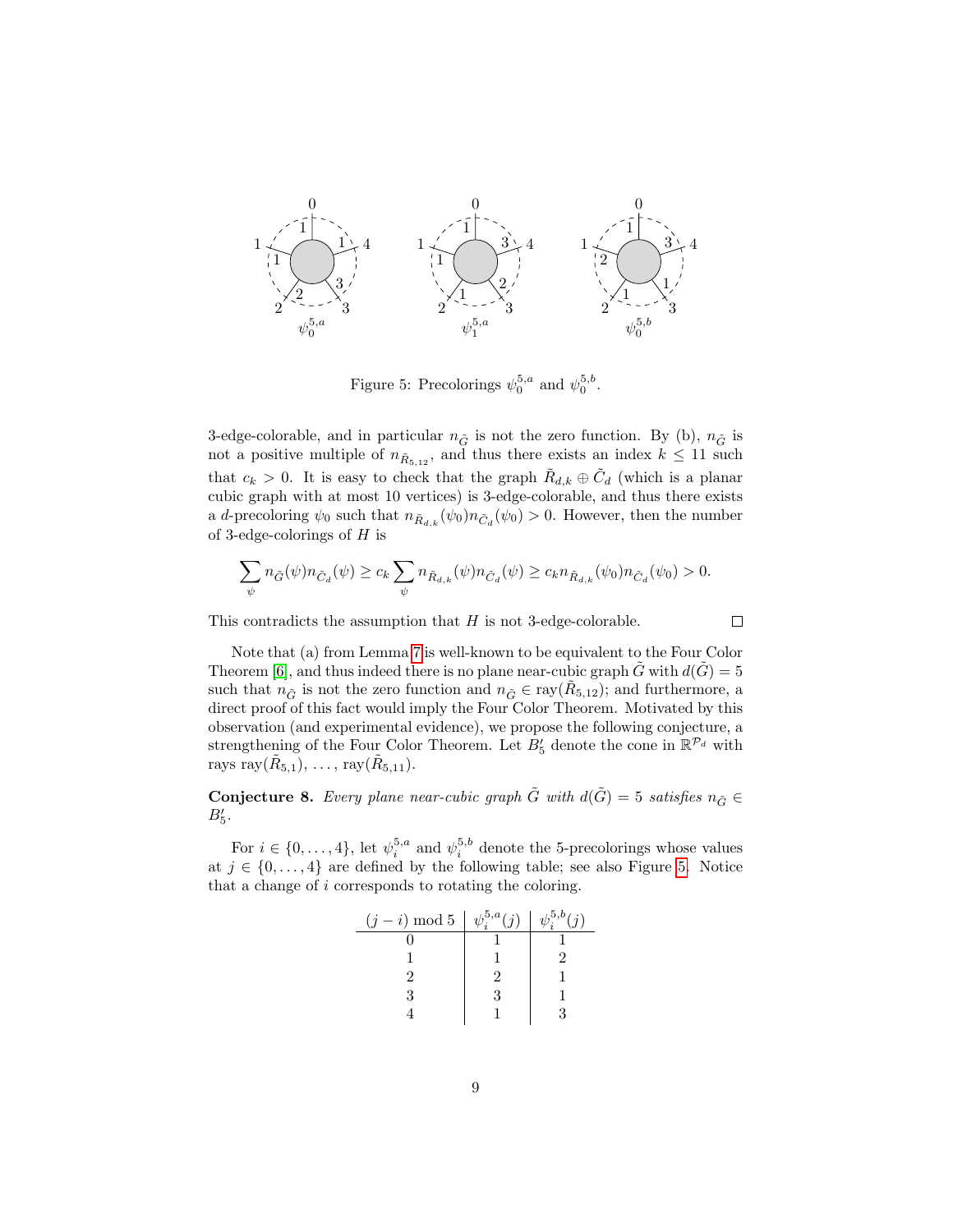Figure 5: Precolorings $\psi_0^{5,a}$ and $\psi_0^{5,b}$.

3-edge-colorable, and in particular $n_{\tilde{G}}$ is not the zero function. By (b), $n_{\tilde{G}}$ is not a positive multiple of $n_{\tilde{R}_{5,12}}$, and thus there exists an index $k \leq 11$ such that $c_k > 0$. It is easy to check that the graph $\tilde{R}_{d,k} \oplus \tilde{C}_d$ (which is a planar cubic graph with at most 10 vertices) is 3-edge-colorable, and thus there exists a $d$-precoloring $\psi_0$ such that $n_{\tilde{R}_{d,k}}(\psi_0) n_{\tilde{C}_d}(\psi_0) > 0$. However, then the number of 3-edge-colorings of $H$ is

$$\sum_{\psi} n_{\tilde{G}}(\psi) n_{\tilde{C}_d}(\psi) \geq c_k \sum_{\psi} n_{\tilde{R}_{d,k}}(\psi) n_{\tilde{C}_d}(\psi) \geq c_k n_{\tilde{R}_{d,k}}(\psi_0) n_{\tilde{C}_d}(\psi_0) > 0.$$

This contradicts the assumption that $H$ is not 3-edge-colorable. $\square$

Note that (a) from Lemma 7 is well-known to be equivalent to the Four Color Theorem [6], and thus indeed there is no plane near-cubic graph $\tilde{G}$ with $d(\tilde{G}) = 5$ such that $n_{\tilde{G}}$ is not the zero function and $n_{\tilde{G}} \in \mathrm{ray}(\tilde{R}_{5,12})$; and furthermore, a direct proof of this fact would imply the Four Color Theorem. Motivated by this observation (and experimental evidence), we propose the following conjecture, a strengthening of the Four Color Theorem. Let $B_5'$ denote the cone in $\mathbb{R}^{\mathcal{P}_d}$ with rays $\mathrm{ray}(\tilde{R}_{5,1})$, ..., $\mathrm{ray}(\tilde{R}_{5,11})$.

**Conjecture 8.** *Every plane near-cubic graph $\tilde{G}$ with $d(\tilde{G}) = 5$ satisfies $n_{\tilde{G}} \in B_5'$.*

For $i \in \{0, \dots, 4\}$, let $\psi_i^{5,a}$ and $\psi_i^{5,b}$ denote the 5-precolorings whose values at $j \in \{0, \dots, 4\}$ are defined by the following table; see also Figure 5. Notice that a change of $i$ corresponds to rotating the coloring.

| $(j-i) \bmod 5$ | $\psi_i^{5,a}(j)$ | $\psi_i^{5,b}(j)$ |
|---|---|---|
| 0 | 1 | 1 |
| 1 | 1 | 2 |
| 2 | 2 | 1 |
| 3 | 3 | 1 |
| 4 | 1 | 3 |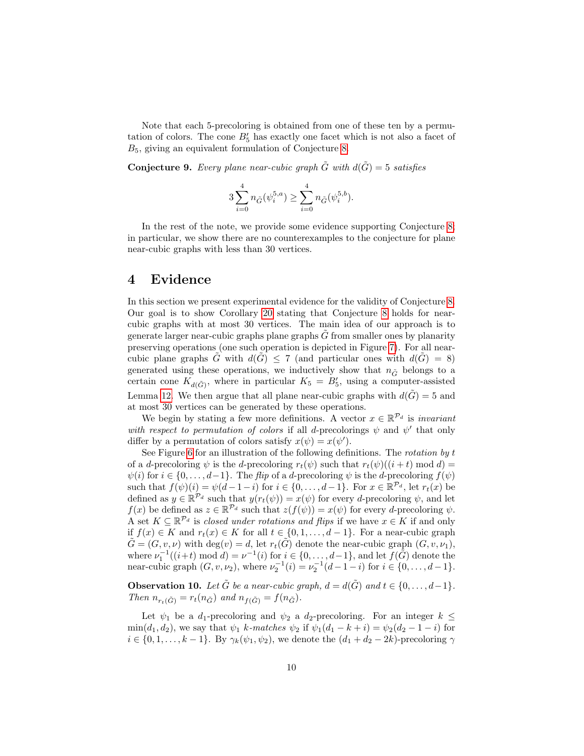Note that each 5-precoloring is obtained from one of these ten by a permutation of colors. The cone $B_5'$ has exactly one facet which is not also a facet of $B_5$, giving an equivalent formulation of Conjecture 8.

**Conjecture 9.** *Every plane near-cubic graph $\tilde{G}$ with $d(\tilde{G}) = 5$ satisfies*

$$3\sum_{i=0}^{4} n_{\tilde{G}}(\psi_i^{5,a}) \geq \sum_{i=0}^{4} n_{\tilde{G}}(\psi_i^{5,b}).$$

In the rest of the note, we provide some evidence supporting Conjecture 8; in particular, we show there are no counterexamples to the conjecture for plane near-cubic graphs with less than 30 vertices.

# 4 Evidence

In this section we present experimental evidence for the validity of Conjecture 8. Our goal is to show Corollary 20 stating that Conjecture 8 holds for near-cubic graphs with at most 30 vertices. The main idea of our approach is to generate larger near-cubic graphs plane graphs $\tilde{G}$ from smaller ones by planarity preserving operations (one such operation is depicted in Figure 7). For all near-cubic plane graphs $\tilde{G}$ with $d(\tilde{G}) \leq 7$ (and particular ones with $d(\tilde{G}) = 8$) generated using these operations, we inductively show that $n_{\tilde{G}}$ belongs to a certain cone $K_{d(\tilde{G})}$, where in particular $K_5 = B_5'$, using a computer-assisted Lemma 12. We then argue that all plane near-cubic graphs with $d(\tilde{G}) = 5$ and at most 30 vertices can be generated by these operations.

We begin by stating a few more definitions. A vector $x \in \mathbb{R}^{\mathcal{P}_d}$ is *invariant with respect to permutation of colors* if all $d$-precolorings $\psi$ and $\psi'$ that only differ by a permutation of colors satisfy $x(\psi) = x(\psi')$.

See Figure 6 for an illustration of the following definitions. The *rotation by $t$* of a $d$-precoloring $\psi$ is the $d$-precoloring $r_t(\psi)$ such that $r_t(\psi)((i+t) \bmod d) = \psi(i)$ for $i \in \{0, \ldots, d-1\}$. The *flip* of a $d$-precoloring $\psi$ is the $d$-precoloring $f(\psi)$ such that $f(\psi)(i) = \psi(d-1-i)$ for $i \in \{0, \ldots, d-1\}$. For $x \in \mathbb{R}^{\mathcal{P}_d}$, let $r_t(x)$ be defined as $y \in \mathbb{R}^{\mathcal{P}_d}$ such that $y(r_t(\psi)) = x(\psi)$ for every $d$-precoloring $\psi$, and let $f(x)$ be defined as $z \in \mathbb{R}^{\mathcal{P}_d}$ such that $z(f(\psi)) = x(\psi)$ for every $d$-precoloring $\psi$. A set $K \subseteq \mathbb{R}^{\mathcal{P}_d}$ is *closed under rotations and flips* if we have $x \in K$ if and only if $f(x) \in K$ and $r_t(x) \in K$ for all $t \in \{0, 1, \ldots, d-1\}$. For a near-cubic graph $\tilde{G} = (G, v, \nu)$ with $\deg(v) = d$, let $r_t(\tilde{G})$ denote the near-cubic graph $(G, v, \nu_1)$, where $\nu_1^{-1}((i+t) \bmod d) = \nu^{-1}(i)$ for $i \in \{0, \ldots, d-1\}$, and let $f(\tilde{G})$ denote the near-cubic graph $(G, v, \nu_2)$, where $\nu_2^{-1}(i) = \nu_2^{-1}(d-1-i)$ for $i \in \{0, \ldots, d-1\}$.

**Observation 10.** *Let $\tilde{G}$ be a near-cubic graph, $d = d(\tilde{G})$ and $t \in \{0, \ldots, d-1\}$. Then $n_{r_t(\tilde{G})} = r_t(n_{\tilde{G}})$ and $n_{f(\tilde{G})} = f(n_{\tilde{G}})$.*

Let $\psi_1$ be a $d_1$-precoloring and $\psi_2$ a $d_2$-precoloring. For an integer $k \leq \min(d_1, d_2)$, we say that $\psi_1$ *$k$-matches* $\psi_2$ if $\psi_1(d_1 - k + i) = \psi_2(d_2 - 1 - i)$ for $i \in \{0, 1, \ldots, k-1\}$. By $\gamma_k(\psi_1, \psi_2)$, we denote the $(d_1 + d_2 - 2k)$-precoloring $\gamma$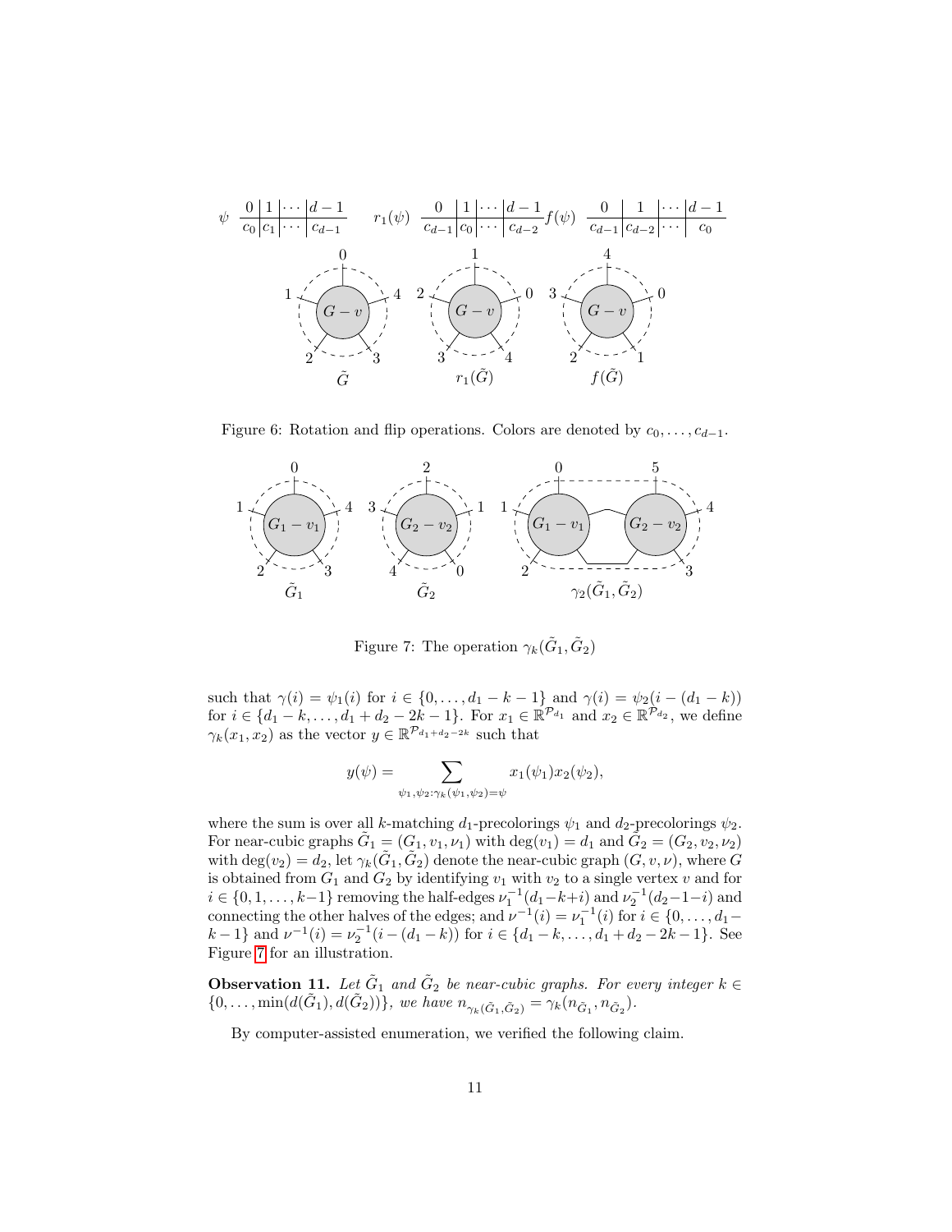| $\psi$ | 0 | 1 | $\cdots$ | $d-1$ |
|---|---|---|---|---|
| | $c_0$ | $c_1$ | $\cdots$ | $c_{d-1}$ |

| $r_1(\psi)$ | 0 | 1 | $\cdots$ | $d-1$ |
|---|---|---|---|---|
| | $c_{d-1}$ | $c_0$ | $\cdots$ | $c_{d-2}$ |

| $f(\psi)$ | 0 | 1 | $\cdots$ | $d-1$ |
|---|---|---|---|---|
| | $c_{d-1}$ | $c_{d-2}$ | $\cdots$ | $c_0$ |

Figure 6: Rotation and flip operations. Colors are denoted by $c_0, \ldots, c_{d-1}$.

Figure 7: The operation $\gamma_k(\tilde{G}_1, \tilde{G}_2)$

such that $\gamma(i) = \psi_1(i)$ for $i \in \{0, \ldots, d_1 - k - 1\}$ and $\gamma(i) = \psi_2(i - (d_1 - k))$ for $i \in \{d_1 - k, \ldots, d_1 + d_2 - 2k - 1\}$. For $x_1 \in \mathbb{R}^{\mathcal{P}_{d_1}}$ and $x_2 \in \mathbb{R}^{\mathcal{P}_{d_2}}$, we define $\gamma_k(x_1, x_2)$ as the vector $y \in \mathbb{R}^{\mathcal{P}_{d_1+d_2-2k}}$ such that

$$y(\psi) = \sum_{\psi_1, \psi_2 : \gamma_k(\psi_1, \psi_2) = \psi} x_1(\psi_1) x_2(\psi_2),$$

where the sum is over all $k$-matching $d_1$-precolorings $\psi_1$ and $d_2$-precolorings $\psi_2$. For near-cubic graphs $\tilde{G}_1 = (G_1, v_1, \nu_1)$ with $\deg(v_1) = d_1$ and $\tilde{G}_2 = (G_2, v_2, \nu_2)$ with $\deg(v_2) = d_2$, let $\gamma_k(\tilde{G}_1, \tilde{G}_2)$ denote the near-cubic graph $(G, v, \nu)$, where $G$ is obtained from $G_1$ and $G_2$ by identifying $v_1$ with $v_2$ to a single vertex $v$ and for $i \in \{0, 1, \ldots, k-1\}$ removing the half-edges $\nu_1^{-1}(d_1 - k + i)$ and $\nu_2^{-1}(d_2 - 1 - i)$ and connecting the other halves of the edges; and $\nu^{-1}(i) = \nu_1^{-1}(i)$ for $i \in \{0, \ldots, d_1 - k - 1\}$ and $\nu^{-1}(i) = \nu_2^{-1}(i - (d_1 - k))$ for $i \in \{d_1 - k, \ldots, d_1 + d_2 - 2k - 1\}$. See Figure 7 for an illustration.

**Observation 11.** *Let $\tilde{G}_1$ and $\tilde{G}_2$ be near-cubic graphs. For every integer $k \in \{0, \ldots, \min(d(\tilde{G}_1), d(\tilde{G}_2))\}$, we have $n_{\gamma_k(\tilde{G}_1, \tilde{G}_2)} = \gamma_k(n_{\tilde{G}_1}, n_{\tilde{G}_2})$.*

By computer-assisted enumeration, we verified the following claim.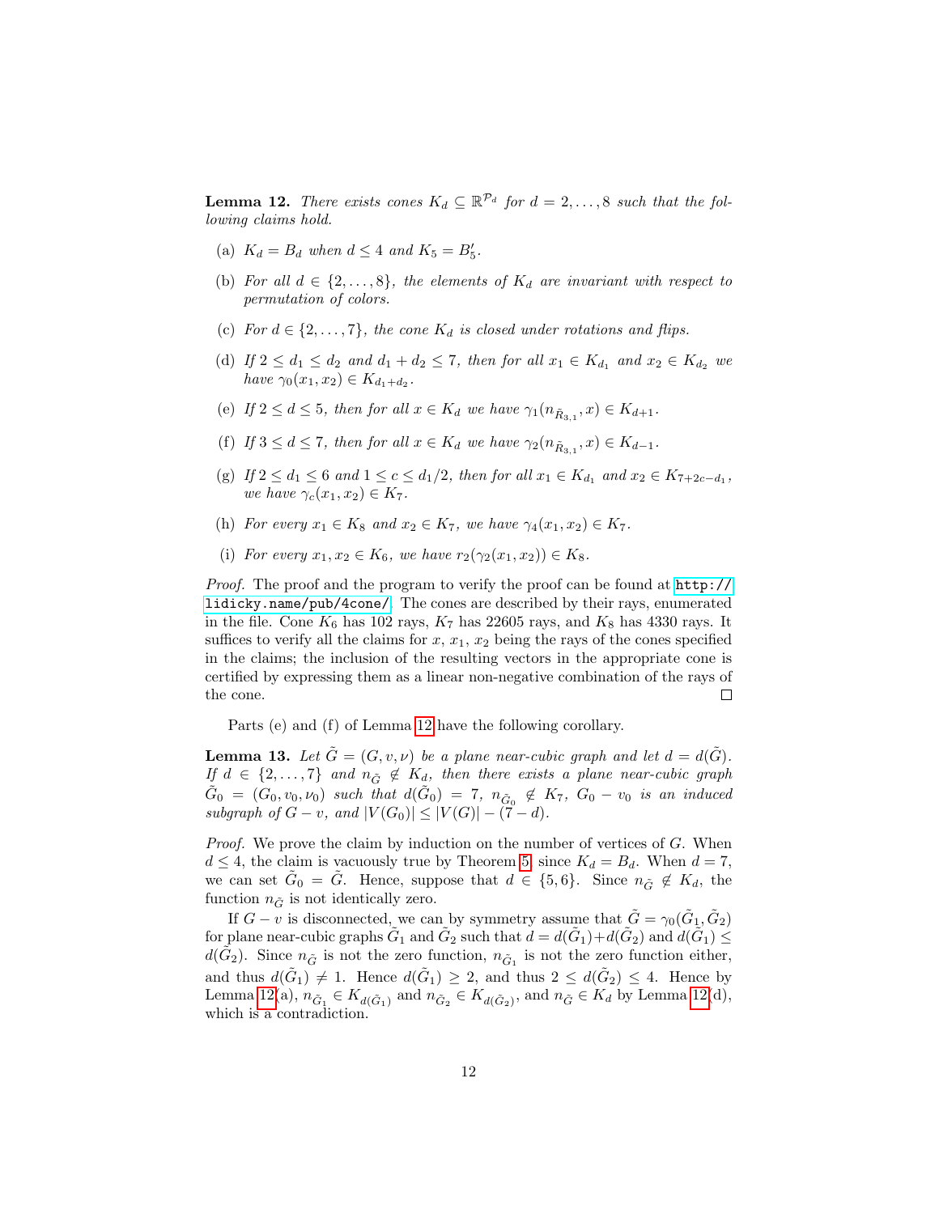**Lemma 12.** *There exists cones $K_d \subseteq \mathbb{R}^{\mathcal{P}_d}$ for $d = 2, \ldots, 8$ such that the following claims hold.*

(a) *$K_d = B_d$ when $d \leq 4$ and $K_5 = B'_5$.*

(b) *For all $d \in \{2, \ldots, 8\}$, the elements of $K_d$ are invariant with respect to permutation of colors.*

(c) *For $d \in \{2, \ldots, 7\}$, the cone $K_d$ is closed under rotations and flips.*

(d) *If $2 \leq d_1 \leq d_2$ and $d_1 + d_2 \leq 7$, then for all $x_1 \in K_{d_1}$ and $x_2 \in K_{d_2}$ we have $\gamma_0(x_1, x_2) \in K_{d_1+d_2}$.*

(e) *If $2 \leq d \leq 5$, then for all $x \in K_d$ we have $\gamma_1(n_{\tilde{R}_{3,1}}, x) \in K_{d+1}$.*

(f) *If $3 \leq d \leq 7$, then for all $x \in K_d$ we have $\gamma_2(n_{\tilde{R}_{3,1}}, x) \in K_{d-1}$.*

(g) *If $2 \leq d_1 \leq 6$ and $1 \leq c \leq d_1/2$, then for all $x_1 \in K_{d_1}$ and $x_2 \in K_{7+2c-d_1}$, we have $\gamma_c(x_1, x_2) \in K_7$.*

(h) *For every $x_1 \in K_8$ and $x_2 \in K_7$, we have $\gamma_4(x_1, x_2) \in K_7$.*

(i) *For every $x_1, x_2 \in K_6$, we have $r_2(\gamma_2(x_1, x_2)) \in K_8$.*

*Proof.* The proof and the program to verify the proof can be found at http://lidicky.name/pub/4cone/. The cones are described by their rays, enumerated in the file. Cone $K_6$ has 102 rays, $K_7$ has 22605 rays, and $K_8$ has 4330 rays. It suffices to verify all the claims for $x$, $x_1$, $x_2$ being the rays of the cones specified in the claims; the inclusion of the resulting vectors in the appropriate cone is certified by expressing them as a linear non-negative combination of the rays of the cone. □

Parts (e) and (f) of Lemma 12 have the following corollary.

**Lemma 13.** *Let $\tilde{G} = (G, v, \nu)$ be a plane near-cubic graph and let $d = d(\tilde{G})$. If $d \in \{2, \ldots, 7\}$ and $n_{\tilde{G}} \notin K_d$, then there exists a plane near-cubic graph $\tilde{G}_0 = (G_0, v_0, \nu_0)$ such that $d(\tilde{G}_0) = 7$, $n_{\tilde{G}_0} \notin K_7$, $G_0 - v_0$ is an induced subgraph of $G - v$, and $|V(G_0)| \leq |V(G)| - (7 - d)$.*

*Proof.* We prove the claim by induction on the number of vertices of $G$. When $d \leq 4$, the claim is vacuously true by Theorem 5, since $K_d = B_d$. When $d = 7$, we can set $\tilde{G}_0 = \tilde{G}$. Hence, suppose that $d \in \{5, 6\}$. Since $n_{\tilde{G}} \notin K_d$, the function $n_{\tilde{G}}$ is not identically zero.

If $G - v$ is disconnected, we can by symmetry assume that $\tilde{G} = \gamma_0(\tilde{G}_1, \tilde{G}_2)$ for plane near-cubic graphs $\tilde{G}_1$ and $\tilde{G}_2$ such that $d = d(\tilde{G}_1) + d(\tilde{G}_2)$ and $d(\tilde{G}_1) \leq d(\tilde{G}_2)$. Since $n_{\tilde{G}}$ is not the zero function, $n_{\tilde{G}_1}$ is not the zero function either, and thus $d(\tilde{G}_1) \neq 1$. Hence $d(\tilde{G}_1) \geq 2$, and thus $2 \leq d(\tilde{G}_2) \leq 4$. Hence by Lemma 12(a), $n_{\tilde{G}_1} \in K_{d(\tilde{G}_1)}$ and $n_{\tilde{G}_2} \in K_{d(\tilde{G}_2)}$, and $n_{\tilde{G}} \in K_d$ by Lemma 12(d), which is a contradiction.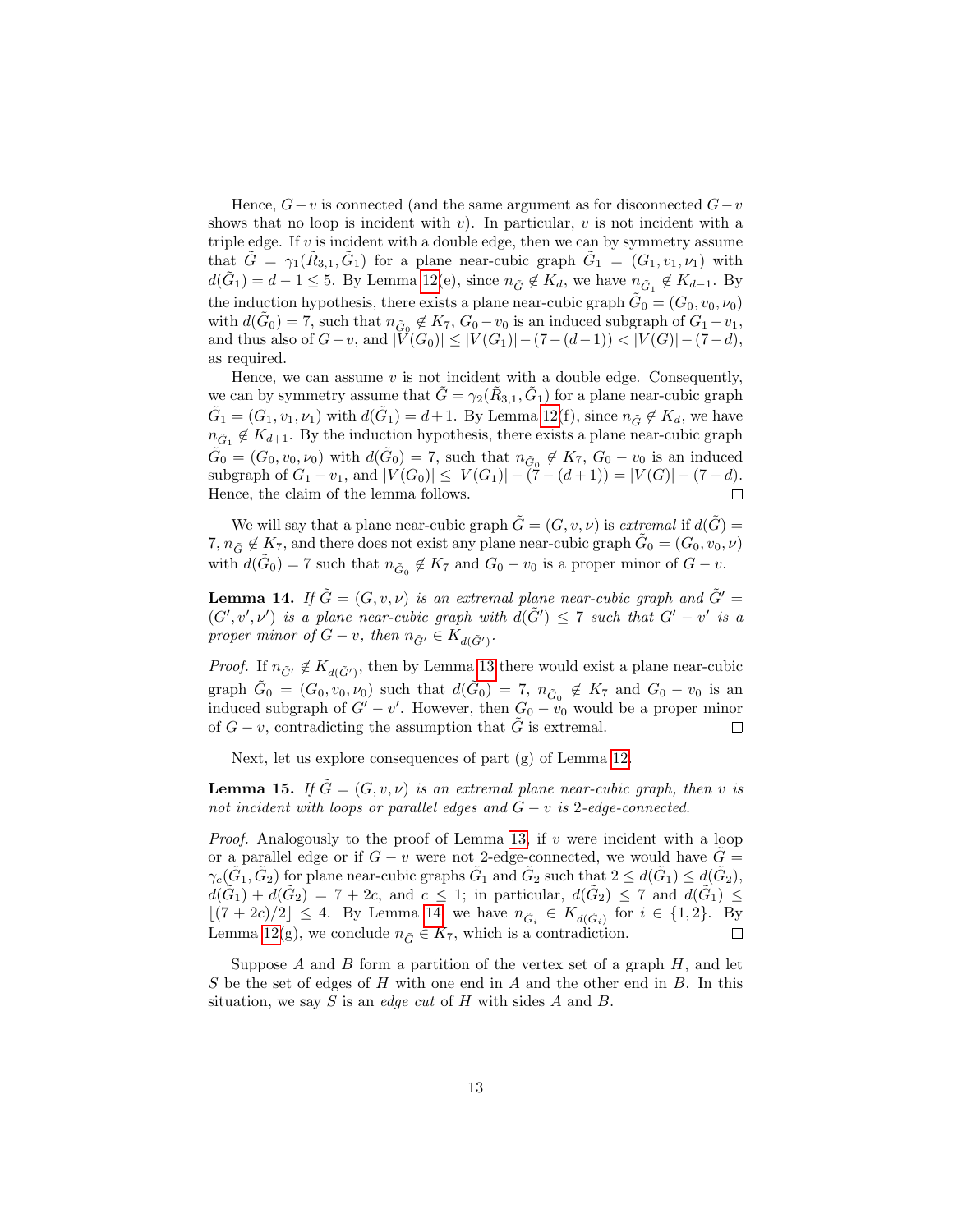Hence, $G - v$ is connected (and the same argument as for disconnected $G - v$ shows that no loop is incident with $v$). In particular, $v$ is not incident with a triple edge. If $v$ is incident with a double edge, then we can by symmetry assume that $\tilde{G} = \gamma_1(\tilde{R}_{3,1}, \tilde{G}_1)$ for a plane near-cubic graph $\tilde{G}_1 = (G_1, v_1, \nu_1)$ with $d(\tilde{G}_1) = d - 1 \leq 5$. By Lemma 12(e), since $n_{\tilde{G}} \notin K_d$, we have $n_{\tilde{G}_1} \notin K_{d-1}$. By the induction hypothesis, there exists a plane near-cubic graph $\tilde{G}_0 = (G_0, v_0, \nu_0)$ with $d(\tilde{G}_0) = 7$, such that $n_{\tilde{G}_0} \notin K_7$, $G_0 - v_0$ is an induced subgraph of $G_1 - v_1$, and thus also of $G - v$, and $|V(G_0)| \leq |V(G_1)| - (7 - (d-1)) < |V(G)| - (7 - d)$, as required.

Hence, we can assume $v$ is not incident with a double edge. Consequently, we can by symmetry assume that $\tilde{G} = \gamma_2(\tilde{R}_{3,1}, \tilde{G}_1)$ for a plane near-cubic graph $\tilde{G}_1 = (G_1, v_1, \nu_1)$ with $d(\tilde{G}_1) = d + 1$. By Lemma 12(f), since $n_{\tilde{G}} \notin K_d$, we have $n_{\tilde{G}_1} \notin K_{d+1}$. By the induction hypothesis, there exists a plane near-cubic graph $\tilde{G}_0 = (G_0, v_0, \nu_0)$ with $d(\tilde{G}_0) = 7$, such that $n_{\tilde{G}_0} \notin K_7$, $G_0 - v_0$ is an induced subgraph of $G_1 - v_1$, and $|V(G_0)| \leq |V(G_1)| - (7 - (d+1)) = |V(G)| - (7 - d)$. Hence, the claim of the lemma follows. □

We will say that a plane near-cubic graph $\tilde{G} = (G, v, \nu)$ is *extremal* if $d(\tilde{G}) = 7$, $n_{\tilde{G}} \notin K_7$, and there does not exist any plane near-cubic graph $\tilde{G}_0 = (G_0, v_0, \nu)$ with $d(\tilde{G}_0) = 7$ such that $n_{\tilde{G}_0} \notin K_7$ and $G_0 - v_0$ is a proper minor of $G - v$.

**Lemma 14.** *If $\tilde{G} = (G, v, \nu)$ is an extremal plane near-cubic graph and $\tilde{G}' = (G', v', \nu')$ is a plane near-cubic graph with $d(\tilde{G}') \leq 7$ such that $G' - v'$ is a proper minor of $G - v$, then $n_{\tilde{G}'} \in K_{d(\tilde{G}')}$.*

*Proof.* If $n_{\tilde{G}'} \notin K_{d(\tilde{G}')}$, then by Lemma 13 there would exist a plane near-cubic graph $\tilde{G}_0 = (G_0, v_0, \nu_0)$ such that $d(\tilde{G}_0) = 7$, $n_{\tilde{G}_0} \notin K_7$ and $G_0 - v_0$ is an induced subgraph of $G' - v'$. However, then $G_0 - v_0$ would be a proper minor of $G - v$, contradicting the assumption that $\tilde{G}$ is extremal. □

Next, let us explore consequences of part (g) of Lemma 12.

**Lemma 15.** *If $\tilde{G} = (G, v, \nu)$ is an extremal plane near-cubic graph, then $v$ is not incident with loops or parallel edges and $G - v$ is 2-edge-connected.*

*Proof.* Analogously to the proof of Lemma 13, if $v$ were incident with a loop or a parallel edge or if $G - v$ were not 2-edge-connected, we would have $\tilde{G} = \gamma_c(\tilde{G}_1, \tilde{G}_2)$ for plane near-cubic graphs $\tilde{G}_1$ and $\tilde{G}_2$ such that $2 \leq d(\tilde{G}_1) \leq d(\tilde{G}_2)$, $d(\tilde{G}_1) + d(\tilde{G}_2) = 7 + 2c$, and $c \leq 1$; in particular, $d(\tilde{G}_2) \leq 7$ and $d(\tilde{G}_1) \leq \lfloor (7 + 2c)/2 \rfloor \leq 4$. By Lemma 14, we have $n_{\tilde{G}_i} \in K_{d(\tilde{G}_i)}$ for $i \in \{1, 2\}$. By Lemma 12(g), we conclude $n_{\tilde{G}} \in K_7$, which is a contradiction. □

Suppose $A$ and $B$ form a partition of the vertex set of a graph $H$, and let $S$ be the set of edges of $H$ with one end in $A$ and the other end in $B$. In this situation, we say $S$ is an *edge cut* of $H$ with sides $A$ and $B$.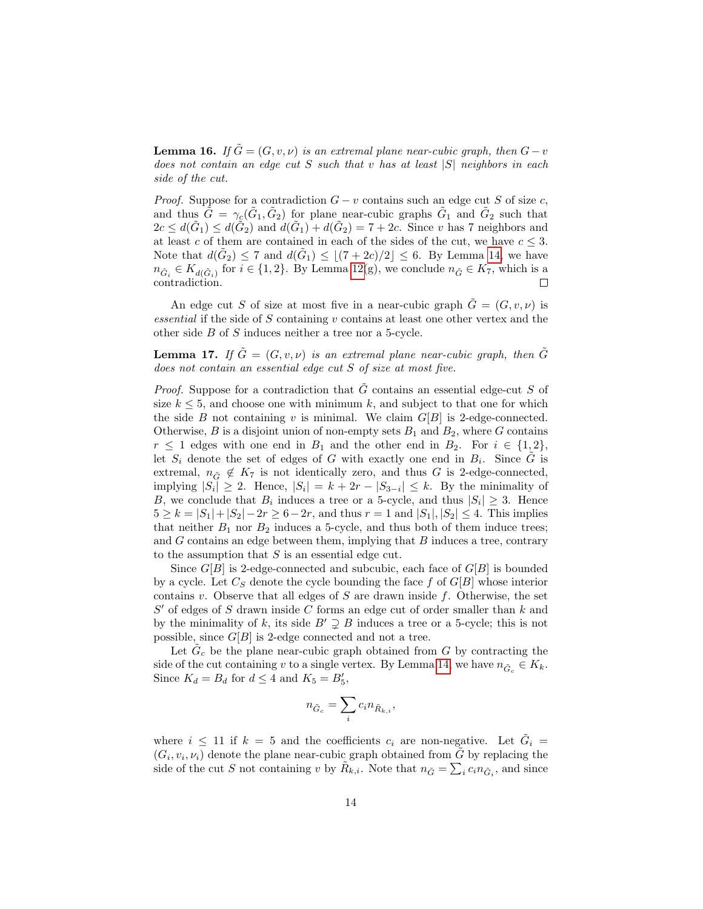**Lemma 16.** *If $\tilde{G} = (G, v, \nu)$ is an extremal plane near-cubic graph, then $G - v$ does not contain an edge cut $S$ such that $v$ has at least $|S|$ neighbors in each side of the cut.*

*Proof.* Suppose for a contradiction $G - v$ contains such an edge cut $S$ of size $c$, and thus $\tilde{G} = \gamma_c(\tilde{G}_1, \tilde{G}_2)$ for plane near-cubic graphs $\tilde{G}_1$ and $\tilde{G}_2$ such that $2c \le d(\tilde{G}_1) \le d(\tilde{G}_2)$ and $d(\tilde{G}_1) + d(\tilde{G}_2) = 7 + 2c$. Since $v$ has 7 neighbors and at least $c$ of them are contained in each of the sides of the cut, we have $c \le 3$. Note that $d(\tilde{G}_2) \le 7$ and $d(\tilde{G}_1) \le \lfloor (7 + 2c)/2 \rfloor \le 6$. By Lemma 14, we have $n_{\tilde{G}_i} \in K_{d(\tilde{G}_i)}$ for $i \in \{1, 2\}$. By Lemma 12(g), we conclude $n_{\tilde{G}} \in K_7$, which is a contradiction. □

An edge cut $S$ of size at most five in a near-cubic graph $\tilde{G} = (G, v, \nu)$ is *essential* if the side of $S$ containing $v$ contains at least one other vertex and the other side $B$ of $S$ induces neither a tree nor a 5-cycle.

**Lemma 17.** *If $\tilde{G} = (G, v, \nu)$ is an extremal plane near-cubic graph, then $\tilde{G}$ does not contain an essential edge cut $S$ of size at most five.*

*Proof.* Suppose for a contradiction that $\tilde{G}$ contains an essential edge-cut $S$ of size $k \le 5$, and choose one with minimum $k$, and subject to that one for which the side $B$ not containing $v$ is minimal. We claim $G[B]$ is 2-edge-connected. Otherwise, $B$ is a disjoint union of non-empty sets $B_1$ and $B_2$, where $G$ contains $r \le 1$ edges with one end in $B_1$ and the other end in $B_2$. For $i \in \{1, 2\}$, let $S_i$ denote the set of edges of $G$ with exactly one end in $B_i$. Since $\tilde{G}$ is extremal, $n_{\tilde{G}} \notin K_7$ is not identically zero, and thus $G$ is 2-edge-connected, implying $|S_i| \ge 2$. Hence, $|S_i| = k + 2r - |S_{3-i}| \le k$. By the minimality of $B$, we conclude that $B_i$ induces a tree or a 5-cycle, and thus $|S_i| \ge 3$. Hence $5 \ge k = |S_1| + |S_2| - 2r \ge 6 - 2r$, and thus $r = 1$ and $|S_1|, |S_2| \le 4$. This implies that neither $B_1$ nor $B_2$ induces a 5-cycle, and thus both of them induce trees; and $G$ contains an edge between them, implying that $B$ induces a tree, contrary to the assumption that $S$ is an essential edge cut.

Since $G[B]$ is 2-edge-connected and subcubic, each face of $G[B]$ is bounded by a cycle. Let $C_S$ denote the cycle bounding the face $f$ of $G[B]$ whose interior contains $v$. Observe that all edges of $S$ are drawn inside $f$. Otherwise, the set $S'$ of edges of $S$ drawn inside $C$ forms an edge cut of order smaller than $k$ and by the minimality of $k$, its side $B' \supsetneq B$ induces a tree or a 5-cycle; this is not possible, since $G[B]$ is 2-edge connected and not a tree.

Let $\tilde{G}_c$ be the plane near-cubic graph obtained from $G$ by contracting the side of the cut containing $v$ to a single vertex. By Lemma 14, we have $n_{\tilde{G}_c} \in K_k$. Since $K_d = B_d$ for $d \le 4$ and $K_5 = B'_5$,

$$n_{\tilde{G}_c} = \sum_i c_i n_{\tilde{R}_{k,i}},$$

where $i \le 11$ if $k = 5$ and the coefficients $c_i$ are non-negative. Let $\tilde{G}_i = (G_i, v_i, \nu_i)$ denote the plane near-cubic graph obtained from $\tilde{G}$ by replacing the side of the cut $S$ not containing $v$ by $\tilde{R}_{k,i}$. Note that $n_{\tilde{G}} = \sum_i c_i n_{\tilde{G}_i}$, and since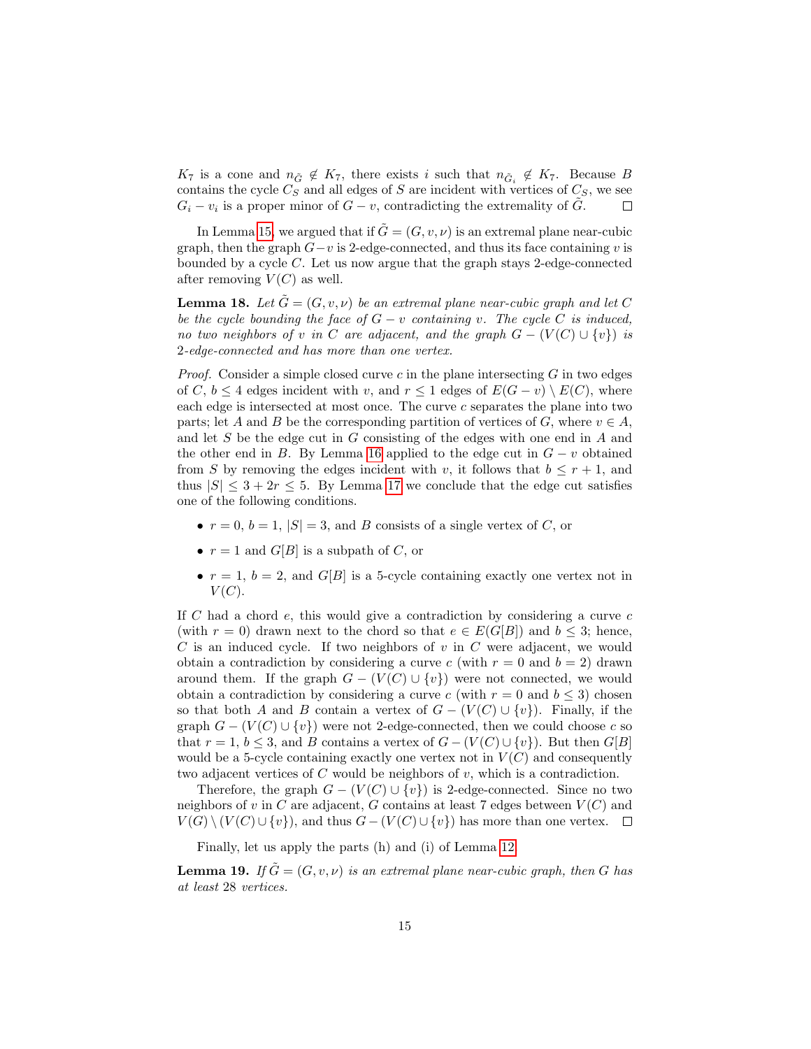$K_7$ is a cone and $n_{\tilde{G}} \notin K_7$, there exists $i$ such that $n_{\tilde{G}_i} \notin K_7$. Because $B$ contains the cycle $C_S$ and all edges of $S$ are incident with vertices of $C_S$, we see $G_i - v_i$ is a proper minor of $G - v$, contradicting the extremality of $\tilde{G}$. □

In Lemma 15, we argued that if $\tilde{G} = (G, v, \nu)$ is an extremal plane near-cubic graph, then the graph $G - v$ is 2-edge-connected, and thus its face containing $v$ is bounded by a cycle $C$. Let us now argue that the graph stays 2-edge-connected after removing $V(C)$ as well.

**Lemma 18.** *Let $\tilde{G} = (G, v, \nu)$ be an extremal plane near-cubic graph and let $C$ be the cycle bounding the face of $G - v$ containing $v$. The cycle $C$ is induced, no two neighbors of $v$ in $C$ are adjacent, and the graph $G - (V(C) \cup \{v\})$ is 2-edge-connected and has more than one vertex.*

*Proof.* Consider a simple closed curve $c$ in the plane intersecting $G$ in two edges of $C$, $b \leq 4$ edges incident with $v$, and $r \leq 1$ edges of $E(G - v) \setminus E(C)$, where each edge is intersected at most once. The curve $c$ separates the plane into two parts; let $A$ and $B$ be the corresponding partition of vertices of $G$, where $v \in A$, and let $S$ be the edge cut in $G$ consisting of the edges with one end in $A$ and the other end in $B$. By Lemma 16 applied to the edge cut in $G - v$ obtained from $S$ by removing the edges incident with $v$, it follows that $b \leq r + 1$, and thus $|S| \leq 3 + 2r \leq 5$. By Lemma 17 we conclude that the edge cut satisfies one of the following conditions.

- $r = 0$, $b = 1$, $|S| = 3$, and $B$ consists of a single vertex of $C$, or
- $r = 1$ and $G[B]$ is a subpath of $C$, or
- $r = 1$, $b = 2$, and $G[B]$ is a 5-cycle containing exactly one vertex not in $V(C)$.

If $C$ had a chord $e$, this would give a contradiction by considering a curve $c$ (with $r = 0$) drawn next to the chord so that $e \in E(G[B])$ and $b \leq 3$; hence, $C$ is an induced cycle. If two neighbors of $v$ in $C$ were adjacent, we would obtain a contradiction by considering a curve $c$ (with $r = 0$ and $b = 2$) drawn around them. If the graph $G - (V(C) \cup \{v\})$ were not connected, we would obtain a contradiction by considering a curve $c$ (with $r = 0$ and $b \leq 3$) chosen so that both $A$ and $B$ contain a vertex of $G - (V(C) \cup \{v\})$. Finally, if the graph $G - (V(C) \cup \{v\})$ were not 2-edge-connected, then we could choose $c$ so that $r = 1$, $b \leq 3$, and $B$ contains a vertex of $G - (V(C) \cup \{v\})$. But then $G[B]$ would be a 5-cycle containing exactly one vertex not in $V(C)$ and consequently two adjacent vertices of $C$ would be neighbors of $v$, which is a contradiction.

Therefore, the graph $G - (V(C) \cup \{v\})$ is 2-edge-connected. Since no two neighbors of $v$ in $C$ are adjacent, $G$ contains at least 7 edges between $V(C)$ and $V(G) \setminus (V(C) \cup \{v\})$, and thus $G - (V(C) \cup \{v\})$ has more than one vertex. □

Finally, let us apply the parts (h) and (i) of Lemma 12.

**Lemma 19.** *If $\tilde{G} = (G, v, \nu)$ is an extremal plane near-cubic graph, then $G$ has at least 28 vertices.*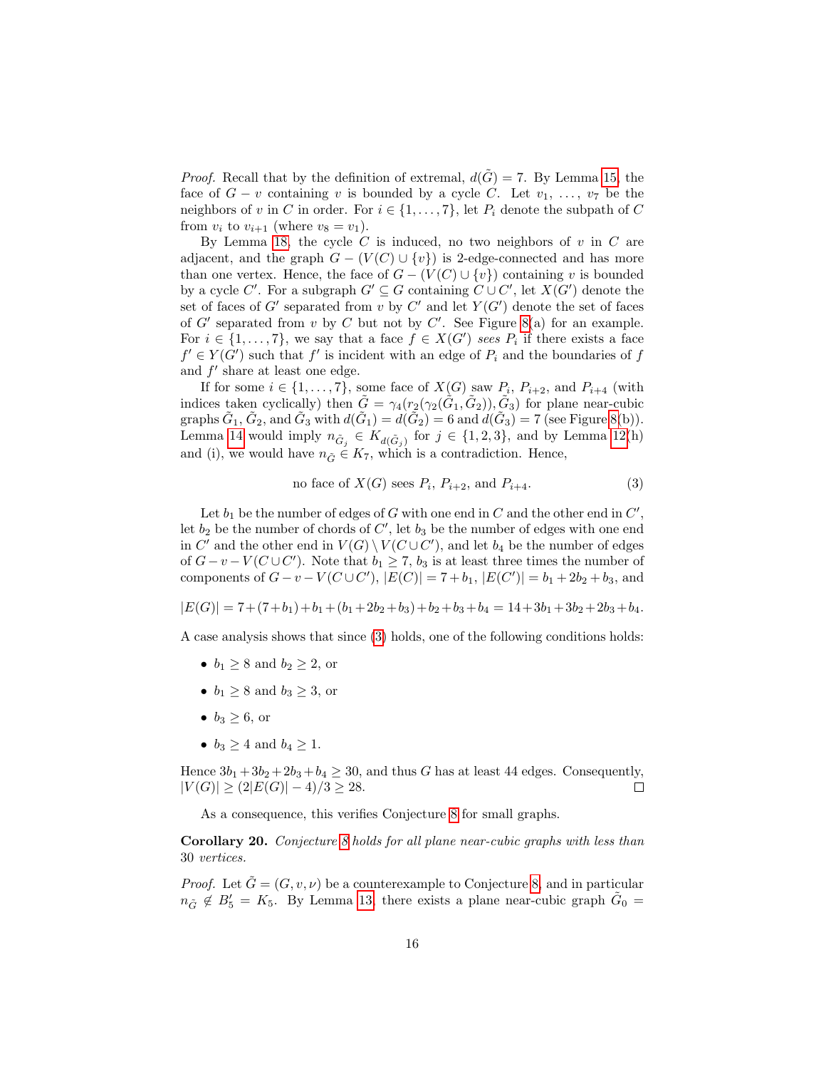*Proof.* Recall that by the definition of extremal, $d(\tilde{G}) = 7$. By Lemma 15, the face of $G - v$ containing $v$ is bounded by a cycle $C$. Let $v_1, \ldots, v_7$ be the neighbors of $v$ in $C$ in order. For $i \in \{1, \ldots, 7\}$, let $P_i$ denote the subpath of $C$ from $v_i$ to $v_{i+1}$ (where $v_8 = v_1$).

By Lemma 18, the cycle $C$ is induced, no two neighbors of $v$ in $C$ are adjacent, and the graph $G - (V(C) \cup \{v\})$ is 2-edge-connected and has more than one vertex. Hence, the face of $G - (V(C) \cup \{v\})$ containing $v$ is bounded by a cycle $C'$. For a subgraph $G' \subseteq G$ containing $C \cup C'$, let $X(G')$ denote the set of faces of $G'$ separated from $v$ by $C'$ and let $Y(G')$ denote the set of faces of $G'$ separated from $v$ by $C$ but not by $C'$. See Figure 8(a) for an example. For $i \in \{1, \ldots, 7\}$, we say that a face $f \in X(G')$ *sees* $P_i$ if there exists a face $f' \in Y(G')$ such that $f'$ is incident with an edge of $P_i$ and the boundaries of $f$ and $f'$ share at least one edge.

If for some $i \in \{1, \ldots, 7\}$, some face of $X(G)$ saw $P_i$, $P_{i+2}$, and $P_{i+4}$ (with indices taken cyclically) then $\tilde{G} = \gamma_4(r_2(\gamma_2(\tilde{G}_1, \tilde{G}_2)), \tilde{G}_3)$ for plane near-cubic graphs $\tilde{G}_1$, $\tilde{G}_2$, and $\tilde{G}_3$ with $d(\tilde{G}_1) = d(\tilde{G}_2) = 6$ and $d(\tilde{G}_3) = 7$ (see Figure 8(b)). Lemma 14 would imply $n_{\tilde{G}_j} \in K_{d(\tilde{G}_j)}$ for $j \in \{1, 2, 3\}$, and by Lemma 12(h) and (i), we would have $n_{\tilde{G}} \in K_7$, which is a contradiction. Hence,

$$\text{no face of } X(G) \text{ sees } P_i, P_{i+2}, \text{ and } P_{i+4}. \tag{3}$$

Let $b_1$ be the number of edges of $G$ with one end in $C$ and the other end in $C'$, let $b_2$ be the number of chords of $C'$, let $b_3$ be the number of edges with one end in $C'$ and the other end in $V(G) \setminus V(C \cup C')$, and let $b_4$ be the number of edges of $G - v - V(C \cup C')$. Note that $b_1 \geq 7$, $b_3$ is at least three times the number of components of $G - v - V(C \cup C')$, $|E(C)| = 7 + b_1$, $|E(C')| = b_1 + 2b_2 + b_3$, and

$$|E(G)| = 7 + (7 + b_1) + b_1 + (b_1 + 2b_2 + b_3) + b_2 + b_3 + b_4 = 14 + 3b_1 + 3b_2 + 2b_3 + b_4.$$

A case analysis shows that since (3) holds, one of the following conditions holds:

- $b_1 \geq 8$ and $b_2 \geq 2$, or
- $b_1 \geq 8$ and $b_3 \geq 3$, or
- $b_3 \geq 6$, or
- $b_3 \geq 4$ and $b_4 \geq 1$.

Hence $3b_1 + 3b_2 + 2b_3 + b_4 \geq 30$, and thus $G$ has at least 44 edges. Consequently, $|V(G)| \geq (2|E(G)| - 4)/3 \geq 28$. □

As a consequence, this verifies Conjecture 8 for small graphs.

**Corollary 20.** *Conjecture 8 holds for all plane near-cubic graphs with less than 30 vertices.*

*Proof.* Let $\tilde{G} = (G, v, \nu)$ be a counterexample to Conjecture 8, and in particular $n_{\tilde{G}} \notin B'_5 = K_5$. By Lemma 13, there exists a plane near-cubic graph $\tilde{G}_0 =$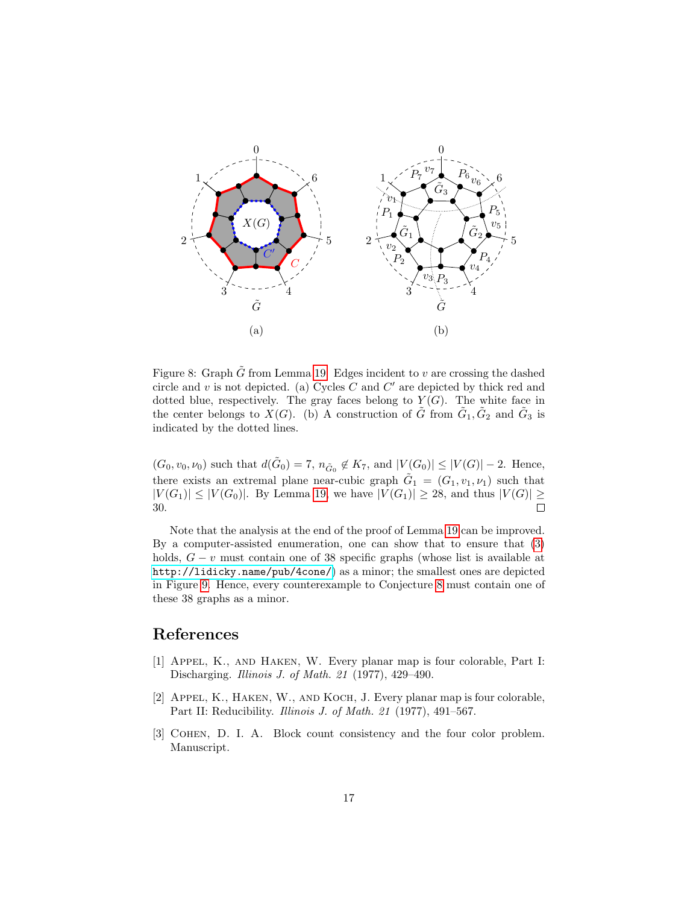Figure 8: Graph $\tilde{G}$ from Lemma 19. Edges incident to $v$ are crossing the dashed circle and $v$ is not depicted. (a) Cycles $C$ and $C'$ are depicted by thick red and dotted blue, respectively. The gray faces belong to $Y(G)$. The white face in the center belongs to $X(G)$. (b) A construction of $\tilde{G}$ from $\tilde{G}_1, \tilde{G}_2$ and $\tilde{G}_3$ is indicated by the dotted lines.

$(G_0, v_0, \nu_0)$ such that $d(\tilde{G}_0) = 7$, $n_{\tilde{G}_0} \notin K_7$, and $|V(G_0)| \le |V(G)| - 2$. Hence, there exists an extremal plane near-cubic graph $\tilde{G}_1 = (G_1, v_1, \nu_1)$ such that $|V(G_1)| \le |V(G_0)|$. By Lemma 19, we have $|V(G_1)| \ge 28$, and thus $|V(G)| \ge 30$. □

Note that the analysis at the end of the proof of Lemma 19 can be improved. By a computer-assisted enumeration, one can show that to ensure that (3) holds, $G - v$ must contain one of 38 specific graphs (whose list is available at `http://lidicky.name/pub/4cone/`) as a minor; the smallest ones are depicted in Figure 9. Hence, every counterexample to Conjecture 8 must contain one of these 38 graphs as a minor.

## References

[1] Appel, K., and Haken, W. Every planar map is four colorable, Part I: Discharging. *Illinois J. of Math. 21* (1977), 429–490.

[2] Appel, K., Haken, W., and Koch, J. Every planar map is four colorable, Part II: Reducibility. *Illinois J. of Math. 21* (1977), 491–567.

[3] Cohen, D. I. A. Block count consistency and the four color problem. Manuscript.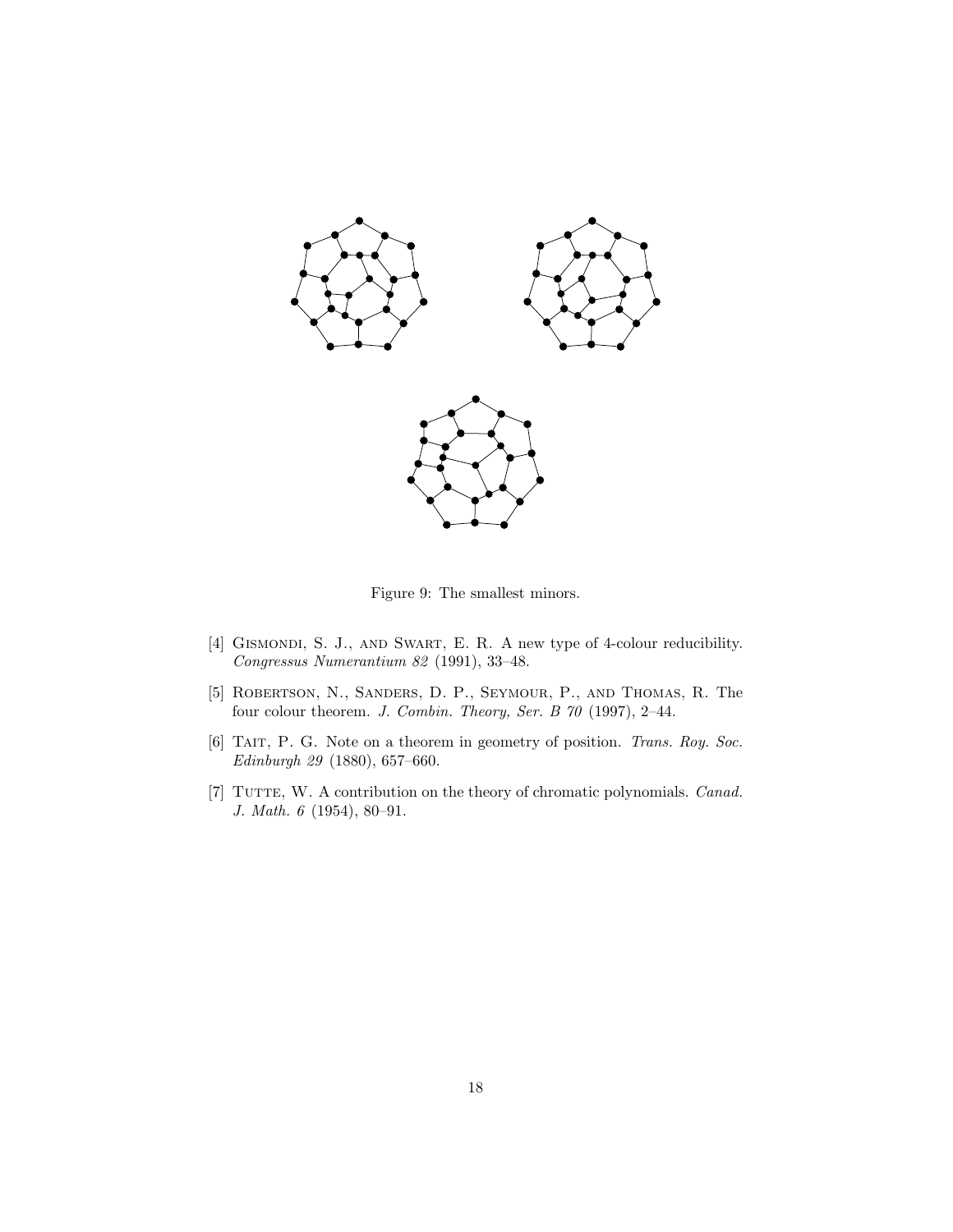Figure 9: The smallest minors.

[4] Gismondi, S. J., and Swart, E. R. A new type of 4-colour reducibility. *Congressus Numerantium 82* (1991), 33–48.

[5] Robertson, N., Sanders, D. P., Seymour, P., and Thomas, R. The four colour theorem. *J. Combin. Theory, Ser. B 70* (1997), 2–44.

[6] Tait, P. G. Note on a theorem in geometry of position. *Trans. Roy. Soc. Edinburgh 29* (1880), 657–660.

[7] Tutte, W. A contribution on the theory of chromatic polynomials. *Canad. J. Math. 6* (1954), 80–91.